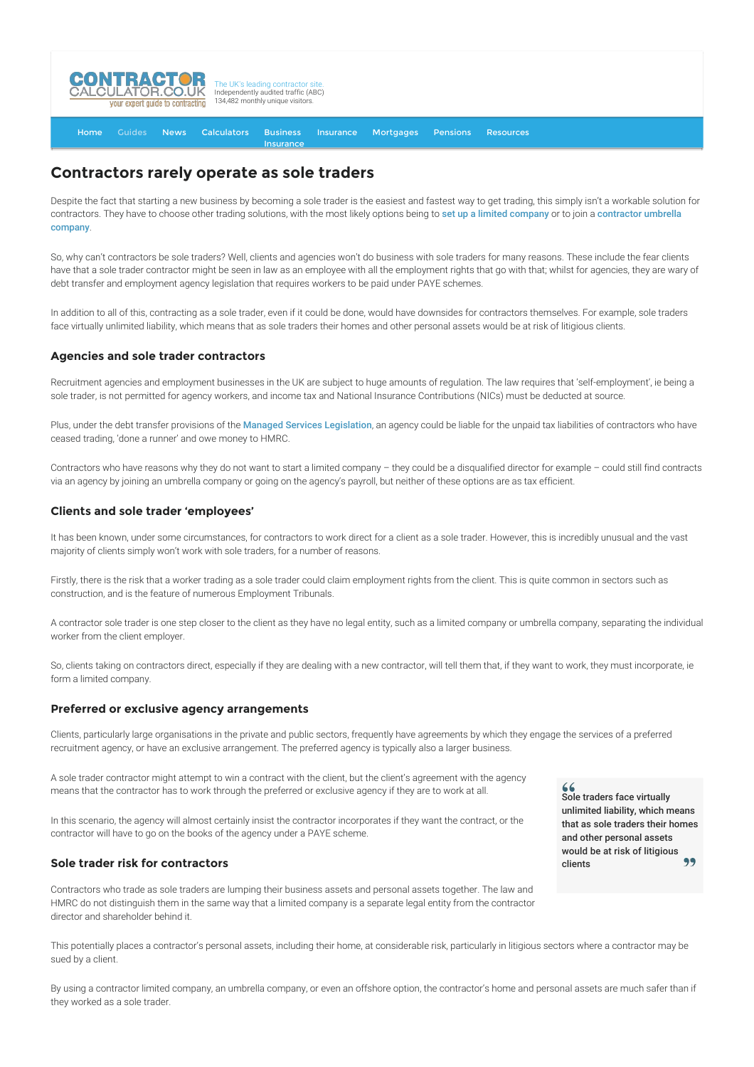# Contractors rarely operate as sole traders

Despite the fact that starting a new business by becoming a sole trader is the easiest and fastest way to get trading, this simply isn't a workable solution for contractors. They have to choose other trading solutions, with the most likely options being to set up a limited company or to join a contractor umbrella company.

So, why can't contractors be sole traders? Well, clients and agencies won't do business with sole traders for many reasons. These include the fear clients have that a sole trader contractor might be seen in law as an employee with all the employment rights that go with that; whilst for agencies, they are wary of debt transfer and employment agency legislation that requires workers to be paid under PAYE schemes.

In addition to all of this, contracting as a sole trader, even if it could be done, would have downsides for contractors themselves. For example, sole traders face virtually unlimited liability, which means that as sole traders their homes and other personal assets would be at risk of litigious clients.

## Agencies and sole trader contractors

Recruitment agencies and employment businesses in the UK are subject to huge amounts of regulation. The law requires that 'self-employment', ie being a sole trader, is not permitted for agency workers, and income tax and National Insurance Contributions (NICs) must be deducted at source.

Plus, under the debt transfer provisions of the Managed Services Legislation, an agency could be liable for the unpaid tax liabilities of contractors who have ceased trading, 'done a runner' and owe money to HMRC.

Contractors who have reasons why they do not want to start a limited company – they could be a disqualified director for example – could still find contracts via an agency by joining an umbrella company or going on the agency's payroll, but neither of these options are as tax efficient.

## Clients and sole trader 'employees'

It has been known, under some circumstances, for contractors to work direct for a client as a sole trader. However, this is incredibly unusual and the vast majority of clients simply won't work with sole traders, for a number of reasons.

Firstly, there is the risk that a worker trading as a sole trader could claim employment rights from the client. This is quite common in sectors such as construction, and is the feature of numerous Employment Tribunals.

A contractor sole trader is one step closer to the client as they have no legal entity, such as a limited company or umbrella company, separating the individual worker from the client employer.

So, clients taking on contractors direct, especially if they are dealing with a new contractor, will tell them that, if they want to work, they must incorporate, ie form a limited company.

## Preferred or exclusive agency arrangements

Clients, particularly large organisations in the private and public sectors, frequently have agreements by which they engage the services of a preferred recruitment agency, or have an exclusive arrangement. The preferred agency is typically also a larger business.

A sole trader contractor might attempt to win a contract with the client, but the client's agreement with the agency means that the contractor has to work through the preferred or exclusive agency if they are to work at all.

In this scenario, the agency will almost certainly insist the contractor incorporates if they want the contract, or the contractor will have to go on the books of the agency under a PAYE scheme.

> **"Sole traders face virtually unlimited liability, which means that as sole traders their homes and other personal assets would be at risk of litigious clients"**

## Sole trader risk for contractors

Contractors who trade as sole traders are lumping their business assets and personal assets together. The law and HMRC do not distinguish them in the same way that a limited company is a separate legal entity from the contractor director and shareholder behind it.

This potentially places a contractor's personal assets, including their home, at considerable risk, particularly in litigious sectors where a contractor may be sued by a client.

By using a contractor limited company, an umbrella company, or even an offshore option, the contractor's home and personal assets are much safer than if they worked as a sole trader.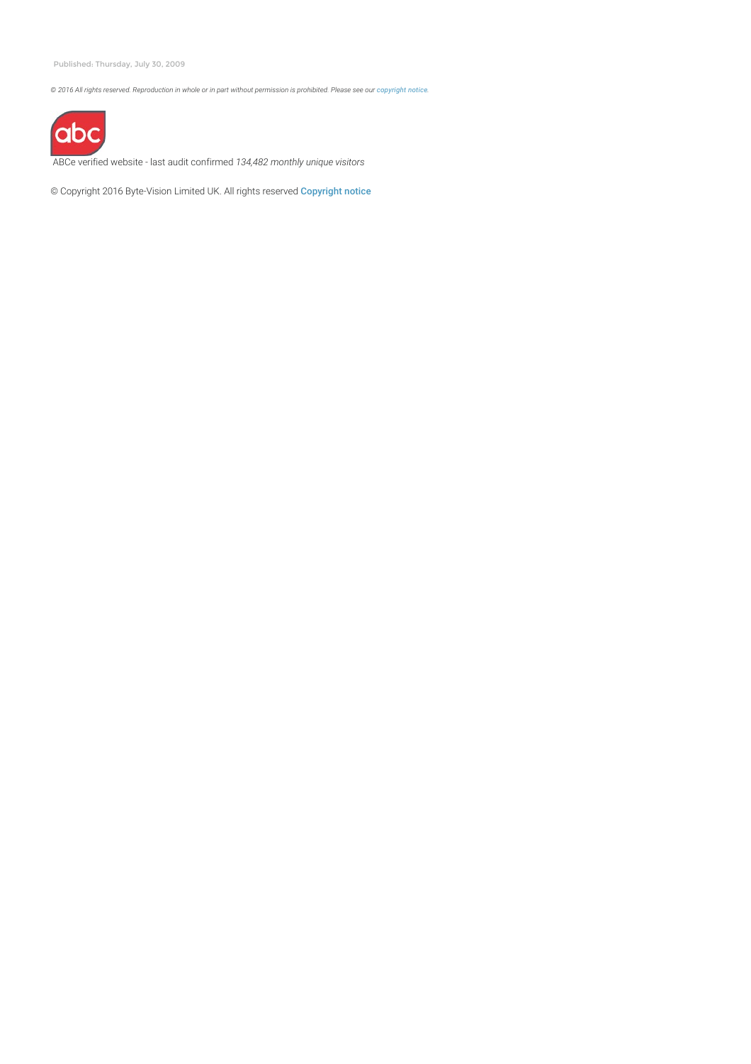Published: Thursday, July 30, 2009

*© 2016 All rights reserved. Reproduction in whole or in part without permission is prohibited. Please see our copyright notice.*

ABCe verified website - last audit confirmed *134,482 monthly unique visitors*

© Copyright 2016 Byte-Vision Limited UK. All rights reserved Copyright notice